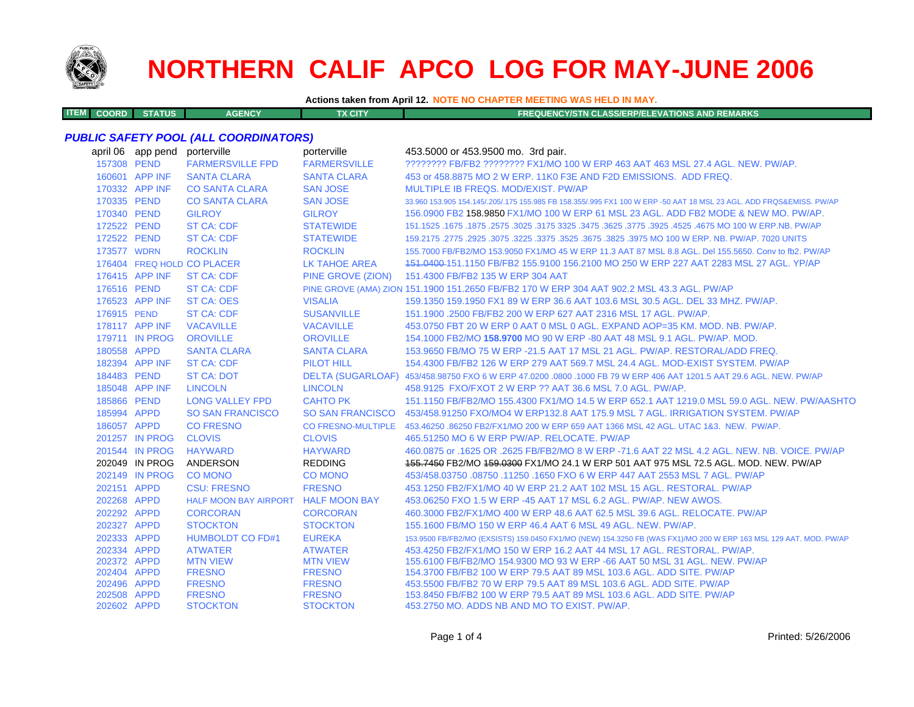# NORTHERN CALIF APCO LOG FOR MAY-JUNE 2006

**Actions taken from April 12. NOTE NO CHAPTER MEETING WAS HELD IN MAY.**

## *PUBLIC SAFETY POOL (ALL COORDINATORS)*

| ITEM COORD | STATUS | AGENCY | TX CITY | FREQUENCY/STN CLASS/ERP/ELEVATIONS AND REMARKS |
|---|---|---|---|---|
| april 06 | app pend | porterville | porterville | 453.5000 or 453.9500 mo. 3rd pair. |
| 157308 | PEND | FARMERSVILLE FPD | FARMERSVILLE | ???????? FB/FB2 ???????? FX1/MO 100 W ERP 463 AAT 463 MSL 27.4 AGL. NEW. PW/AP. |
| 160601 | APP INF | SANTA CLARA | SANTA CLARA | 453 or 458.8875 MO 2 W ERP. 11K0 F3E AND F2D EMISSIONS. ADD FREQ. |
| 170332 | APP INF | CO SANTA CLARA | SAN JOSE | MULTIPLE IB FREQS. MOD/EXIST. PW/AP |
| 170335 | PEND | CO SANTA CLARA | SAN JOSE | 33.960 153.905 154.145/.205/.175 155.985 FB 158.355/.995 FX1 100 W ERP -50 AAT 18 MSL 23 AGL. ADD FRQS&EMISS. PW/AP |
| 170340 | PEND | GILROY | GILROY | 156.0900 FB2 158.9850 FX1/MO 100 W ERP 61 MSL 23 AGL. ADD FB2 MODE & NEW MO. PW/AP. |
| 172522 | PEND | ST CA: CDF | STATEWIDE | 151.1525 .1675 .1875 .2575 .3025 .3175 3325 .3475 .3625 .3775 .3925 .4525 .4675 MO 100 W ERP.NB. PW/AP |
| 172522 | PEND | ST CA: CDF | STATEWIDE | 159.2175 .2775 .2925 .3075 .3225 .3375 .3525 .3675 .3825 .3975 MO 100 W ERP. NB. PW/AP. 7020 UNITS |
| 173577 | WDRN | ROCKLIN | ROCKLIN | 155.7000 FB/FB2/MO 153.9050 FX1/MO 45 W ERP 11.3 AAT 87 MSL 8.8 AGL. Del 155.5650. Conv to fb2. PW/AP |
| 176404 | FREQ HOLD | CO PLACER | LK TAHOE AREA | ~~151.0400~~ 151.1150 FB/FB2 155.9100 156.2100 MO 250 W ERP 227 AAT 2283 MSL 27 AGL. YP/AP |
| 176415 | APP INF | ST CA: CDF | PINE GROVE (ZION) | 151.4300 FB/FB2 135 W ERP 304 AAT |
| 176516 | PEND | ST CA: CDF | PINE GROVE (AMA) ZION | 151.1900 151.2650 FB/FB2 170 W ERP 304 AAT 902.2 MSL 43.3 AGL. PW/AP |
| 176523 | APP INF | ST CA: OES | VISALIA | 159.1350 159.1950 FX1 89 W ERP 36.6 AAT 103.6 MSL 30.5 AGL. DEL 33 MHZ. PW/AP. |
| 176915 | PEND | ST CA: CDF | SUSANVILLE | 151.1900 .2500 FB/FB2 200 W ERP 627 AAT 2316 MSL 17 AGL. PW/AP. |
| 178117 | APP INF | VACAVILLE | VACAVILLE | 453.0750 FBT 20 W ERP 0 AAT 0 MSL 0 AGL. EXPAND AOP=35 KM. MOD. NB. PW/AP. |
| 179711 | IN PROG | OROVILLE | OROVILLE | 154.1000 FB2/MO **158.9700** MO 90 W ERP -80 AAT 48 MSL 9.1 AGL. PW/AP. MOD. |
| 180558 | APPD | SANTA CLARA | SANTA CLARA | 153.9650 FB/MO 75 W ERP -21.5 AAT 17 MSL 21 AGL. PW/AP. RESTORAL/ADD FREQ. |
| 182394 | APP INF | ST CA: CDF | PILOT HILL | 154.4300 FB/FB2 126 W ERP 279 AAT 569.7 MSL 24.4 AGL. MOD-EXIST SYSTEM. PW/AP |
| 184483 | PEND | ST CA: DOT | DELTA (SUGARLOAF) | 453/458.98750 FXO 6 W ERP 47.0200 .0800 .1000 FB 79 W ERP 406 AAT 1201.5 AAT 29.6 AGL. NEW. PW/AP |
| 185048 | APP INF | LINCOLN | LINCOLN | 458.9125 FXO/FXOT 2 W ERP ?? AAT 36.6 MSL 7.0 AGL. PW/AP. |
| 185866 | PEND | LONG VALLEY FPD | CAHTO PK | 151.1150 FB/FB2/MO 155.4300 FX1/MO 14.5 W ERP 652.1 AAT 1219.0 MSL 59.0 AGL. NEW. PW/AASHTO |
| 185994 | APPD | SO SAN FRANCISCO | SO SAN FRANCISCO | 453/458.91250 FXO/MO4 W ERP132.8 AAT 175.9 MSL 7 AGL. IRRIGATION SYSTEM. PW/AP |
| 186057 | APPD | CO FRESNO | CO FRESNO-MULTIPLE | 453.46250 .86250 FB2/FX1/MO 200 W ERP 659 AAT 1366 MSL 42 AGL. UTAC 1&3. NEW. PW/AP. |
| 201257 | IN PROG | CLOVIS | CLOVIS | 465.51250 MO 6 W ERP PW/AP. RELOCATE. PW/AP |
| 201544 | IN PROG | HAYWARD | HAYWARD | 460.0875 or .1625 OR .2625 FB/FB2/MO 8 W ERP -71.6 AAT 22 MSL 4.2 AGL. NEW. NB. VOICE. PW/AP |
| 202049 | IN PROG | ANDERSON | REDDING | ~~155.7450~~ FB2/MO ~~159.0300~~ FX1/MO 24.1 W ERP 501 AAT 975 MSL 72.5 AGL. MOD. NEW. PW/AP |
| 202149 | IN PROG | CO MONO | CO MONO | 453/458.03750 .08750 .11250 .1650 FXO 6 W ERP 447 AAT 2553 MSL 7 AGL. PW/AP |
| 202151 | APPD | CSU: FRESNO | FRESNO | 453.1250 FB2/FX1/MO 40 W ERP 21.2 AAT 102 MSL 15 AGL. RESTORAL. PW/AP |
| 202268 | APPD | HALF MOON BAY AIRPORT | HALF MOON BAY | 453.06250 FXO 1.5 W ERP -45 AAT 17 MSL 6.2 AGL. PW/AP. NEW AWOS. |
| 202292 | APPD | CORCORAN | CORCORAN | 460.3000 FB2/FX1/MO 400 W ERP 48.6 AAT 62.5 MSL 39.6 AGL. RELOCATE. PW/AP |
| 202327 | APPD | STOCKTON | STOCKTON | 155.1600 FB/MO 150 W ERP 46.4 AAT 6 MSL 49 AGL. NEW. PW/AP. |
| 202333 | APPD | HUMBOLDT CO FD#1 | EUREKA | 153.9500 FB/FB2/MO (EXSISTS) 159.0450 FX1/MO (NEW) 154.3250 FB (WAS FX1)/MO 200 W ERP 163 MSL 129 AAT. MOD. PW/AP |
| 202334 | APPD | ATWATER | ATWATER | 453.4250 FB2/FX1/MO 150 W ERP 16.2 AAT 44 MSL 17 AGL. RESTORAL. PW/AP. |
| 202372 | APPD | MTN VIEW | MTN VIEW | 155.6100 FB/FB2/MO 154.9300 MO 93 W ERP -66 AAT 50 MSL 31 AGL. NEW. PW/AP |
| 202404 | APPD | FRESNO | FRESNO | 154.3700 FB/FB2 100 W ERP 79.5 AAT 89 MSL 103.6 AGL. ADD SITE. PW/AP |
| 202496 | APPD | FRESNO | FRESNO | 453.5500 FB/FB2 70 W ERP 79.5 AAT 89 MSL 103.6 AGL. ADD SITE. PW/AP |
| 202508 | APPD | FRESNO | FRESNO | 153.8450 FB/FB2 100 W ERP 79.5 AAT 89 MSL 103.6 AGL. ADD SITE. PW/AP |
| 202602 | APPD | STOCKTON | STOCKTON | 453.2750 MO. ADDS NB AND MO TO EXIST. PW/AP. |

Printed: 5/26/2006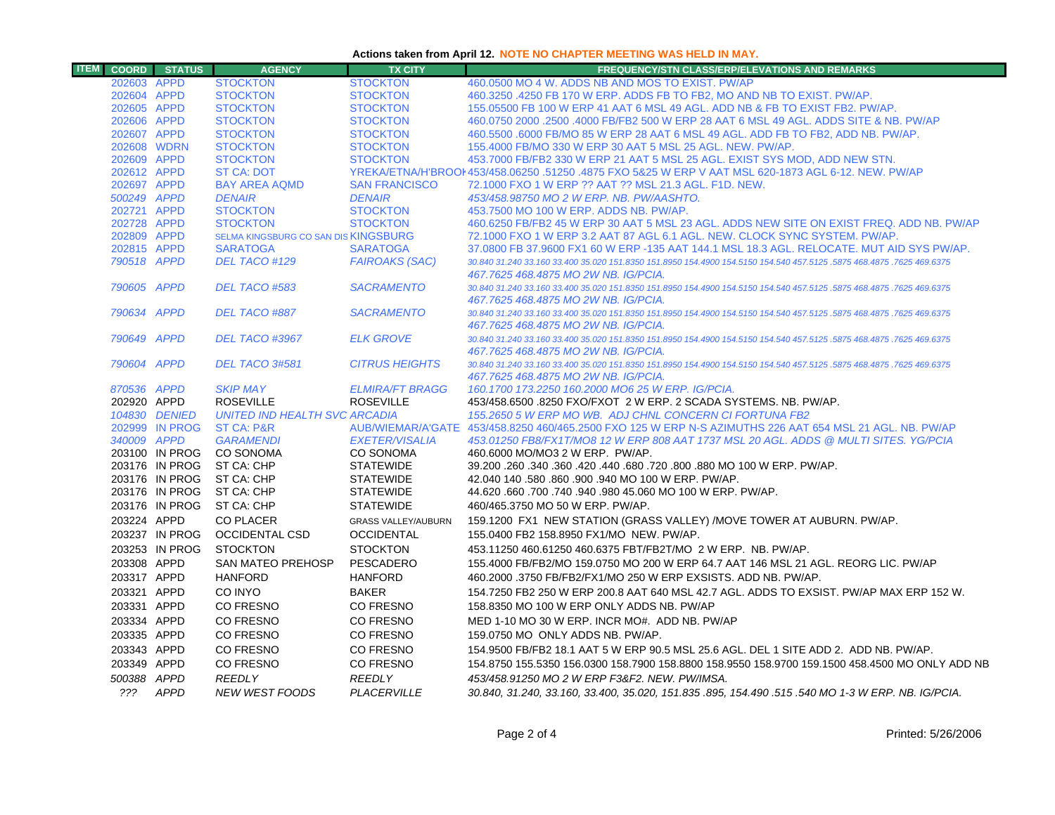**Actions taken from April 12. NOTE NO CHAPTER MEETING WAS HELD IN MAY.**

| ITEM | COORD | STATUS | AGENCY | TX CITY | FREQUENCY/STN CLASS/ERP/ELEVATIONS AND REMARKS |
|---|---|---|---|---|---|
| | 202603 | APPD | STOCKTON | STOCKTON | 460.0500 MO 4 W. ADDS NB AND MOS TO EXIST. PW/AP |
| | 202604 | APPD | STOCKTON | STOCKTON | 460.3250 .4250 FB 170 W ERP. ADDS FB TO FB2, MO AND NB TO EXIST. PW/AP. |
| | 202605 | APPD | STOCKTON | STOCKTON | 155.05500 FB 100 W ERP 41 AAT 6 MSL 49 AGL. ADD NB & FB TO EXIST FB2. PW/AP. |
| | 202606 | APPD | STOCKTON | STOCKTON | 460.0750 2000 .2500 .4000 FB/FB2 500 W ERP 28 AAT 6 MSL 49 AGL. ADDS SITE & NB. PW/AP |
| | 202607 | APPD | STOCKTON | STOCKTON | 460.5500 .6000 FB/MO 85 W ERP 28 AAT 6 MSL 49 AGL. ADD FB TO FB2, ADD NB. PW/AP. |
| | 202608 | WDRN | STOCKTON | STOCKTON | 155.4000 FB/MO 330 W ERP 30 AAT 5 MSL 25 AGL. NEW. PW/AP. |
| | 202609 | APPD | STOCKTON | STOCKTON | 453.7000 FB/FB2 330 W ERP 21 AAT 5 MSL 25 AGL. EXIST SYS MOD, ADD NEW STN. |
| | 202612 | APPD | ST CA: DOT | YREKA/ETNA/H'BROOK | 453/458.06250 .51250 .4875 FXO 5&25 W ERP V AAT MSL 620-1873 AGL 6-12. NEW. PW/AP |
| | 202697 | APPD | BAY AREA AQMD | SAN FRANCISCO | 72.1000 FXO 1 W ERP ?? AAT ?? MSL 21.3 AGL. F1D. NEW. |
| | *500249* | *APPD* | *DENAIR* | *DENAIR* | *453/458.98750 MO 2 W ERP. NB. PW/AASHTO.* |
| | 202721 | APPD | STOCKTON | STOCKTON | 453.7500 MO 100 W ERP. ADDS NB. PW/AP. |
| | 202728 | APPD | STOCKTON | STOCKTON | 460.6250 FB/FB2 45 W ERP 30 AAT 5 MSL 23 AGL. ADDS NEW SITE ON EXIST FREQ. ADD NB. PW/AP |
| | 202809 | APPD | SELMA KINGSBURG CO SAN DIS | KINGSBURG | 72.1000 FXO 1 W ERP 3.2 AAT 87 AGL 6.1 AGL. NEW. CLOCK SYNC SYSTEM. PW/AP. |
| | 202815 | APPD | SARATOGA | SARATOGA | 37.0800 FB 37.9600 FX1 60 W ERP -135 AAT 144.1 MSL 18.3 AGL. RELOCATE. MUT AID SYS PW/AP. |
| | *790518* | *APPD* | *DEL TACO #129* | *FAIROAKS (SAC)* | *30.840 31.240 33.160 33.400 35.020 151.8350 151.8950 154.4900 154.5150 154.540 457.5125 .5875 468.4875 .7625 469.6375 467.7625 468.4875 MO 2W NB. IG/PCIA.* |
| | *790605* | *APPD* | *DEL TACO #583* | *SACRAMENTO* | *30.840 31.240 33.160 33.400 35.020 151.8350 151.8950 154.4900 154.5150 154.540 457.5125 .5875 468.4875 .7625 469.6375 467.7625 468.4875 MO 2W NB. IG/PCIA.* |
| | *790634* | *APPD* | *DEL TACO #887* | *SACRAMENTO* | *30.840 31.240 33.160 33.400 35.020 151.8350 151.8950 154.4900 154.5150 154.540 457.5125 .5875 468.4875 .7625 469.6375 467.7625 468.4875 MO 2W NB. IG/PCIA.* |
| | *790649* | *APPD* | *DEL TACO #3967* | *ELK GROVE* | *30.840 31.240 33.160 33.400 35.020 151.8350 151.8950 154.4900 154.5150 154.540 457.5125 .5875 468.4875 .7625 469.6375 467.7625 468.4875 MO 2W NB. IG/PCIA.* |
| | *790604* | *APPD* | *DEL TACO 3#581* | *CITRUS HEIGHTS* | *30.840 31.240 33.160 33.400 35.020 151.8350 151.8950 154.4900 154.5150 154.540 457.5125 .5875 468.4875 .7625 469.6375 467.7625 468.4875 MO 2W NB. IG/PCIA.* |
| | *870536* | *APPD* | *SKIP MAY* | *ELMIRA/FT BRAGG* | *160.1700 173.2250 160.2000 MO6 25 W ERP. IG/PCIA.* |
| | 202920 | APPD | ROSEVILLE | ROSEVILLE | 453/458.6500 .8250 FXO/FXOT 2 W ERP. 2 SCADA SYSTEMS. NB. PW/AP. |
| | *104830* | *DENIED* | *UNITED IND HEALTH SVC* | *ARCADIA* | *155.2650 5 W ERP MO WB. ADJ CHNL CONCERN CI FORTUNA FB2* |
| | 202999 | IN PROG | ST CA: P&R | AUB/WIEMAR/A'GATE | 453/458.8250 460/465.2500 FXO 125 W ERP N-S AZIMUTHS 226 AAT 654 MSL 21 AGL. NB. PW/AP |
| | *340009* | *APPD* | *GARAMENDI* | *EXETER/VISALIA* | *453.01250 FB8/FX1T/MO8 12 W ERP 808 AAT 1737 MSL 20 AGL. ADDS @ MULTI SITES. YG/PCIA* |
| | 203100 | IN PROG | CO SONOMA | CO SONOMA | 460.6000 MO/MO3 2 W ERP. PW/AP. |
| | 203176 | IN PROG | ST CA: CHP | STATEWIDE | 39.200 .260 .340 .360 .420 .440 .680 .720 .800 .880 MO 100 W ERP. PW/AP. |
| | 203176 | IN PROG | ST CA: CHP | STATEWIDE | 42.040 140 .580 .860 .900 .940 MO 100 W ERP. PW/AP. |
| | 203176 | IN PROG | ST CA: CHP | STATEWIDE | 44.620 .660 .700 .740 .940 .980 45.060 MO 100 W ERP. PW/AP. |
| | 203176 | IN PROG | ST CA: CHP | STATEWIDE | 460/465.3750 MO 50 W ERP. PW/AP. |
| | 203224 | APPD | CO PLACER | GRASS VALLEY/AUBURN | 159.1200 FX1 NEW STATION (GRASS VALLEY) /MOVE TOWER AT AUBURN. PW/AP. |
| | 203237 | IN PROG | OCCIDENTAL CSD | OCCIDENTAL | 155.0400 FB2 158.8950 FX1/MO NEW. PW/AP. |
| | 203253 | IN PROG | STOCKTON | STOCKTON | 453.11250 460.61250 460.6375 FBT/FB2T/MO 2 W ERP. NB. PW/AP. |
| | 203308 | APPD | SAN MATEO PREHOSP | PESCADERO | 155.4000 FB/FB2/MO 159.0750 MO 200 W ERP 64.7 AAT 146 MSL 21 AGL. REORG LIC. PW/AP |
| | 203317 | APPD | HANFORD | HANFORD | 460.2000 .3750 FB/FB2/FX1/MO 250 W ERP EXSISTS. ADD NB. PW/AP. |
| | 203321 | APPD | CO INYO | BAKER | 154.7250 FB2 250 W ERP 200.8 AAT 640 MSL 42.7 AGL. ADDS TO EXSIST. PW/AP MAX ERP 152 W. |
| | 203331 | APPD | CO FRESNO | CO FRESNO | 158.8350 MO 100 W ERP ONLY ADDS NB. PW/AP |
| | 203334 | APPD | CO FRESNO | CO FRESNO | MED 1-10 MO 30 W ERP. INCR MO#. ADD NB. PW/AP |
| | 203335 | APPD | CO FRESNO | CO FRESNO | 159.0750 MO ONLY ADDS NB. PW/AP. |
| | 203343 | APPD | CO FRESNO | CO FRESNO | 154.9500 FB/FB2 18.1 AAT 5 W ERP 90.5 MSL 25.6 AGL. DEL 1 SITE ADD 2. ADD NB. PW/AP. |
| | 203349 | APPD | CO FRESNO | CO FRESNO | 154.8750 155.5350 156.0300 158.7900 158.8800 158.9550 158.9700 159.1500 458.4500 MO ONLY ADD NB |
| | *500388* | *APPD* | *REEDLY* | *REEDLY* | *453/458.91250 MO 2 W ERP F3&F2. NEW. PW/IMSA.* |
| | *???* | *APPD* | *NEW WEST FOODS* | *PLACERVILLE* | *30.840, 31.240, 33.160, 33.400, 35.020, 151.835 .895, 154.490 .515 .540 MO 1-3 W ERP. NB. IG/PCIA.* |

Printed: 5/26/2006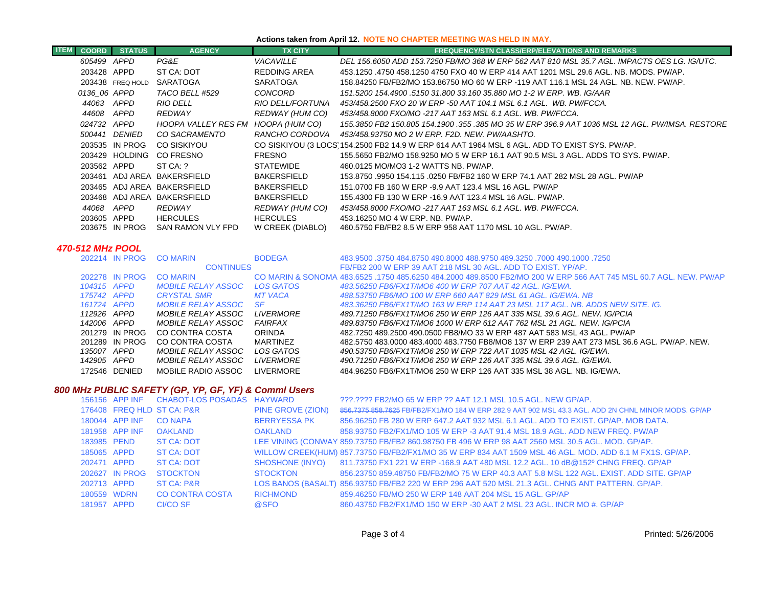**Actions taken from April 12. NOTE NO CHAPTER MEETING WAS HELD IN MAY.**

| ITEM | COORD | STATUS | AGENCY | TX CITY | FREQUENCY/STN CLASS/ERP/ELEVATIONS AND REMARKS |
|---|---|---|---|---|---|
| | *605499* | *APPD* | *PG&E* | *VACAVILLE* | *DEL 156.6050 ADD 153.7250 FB/MO 368 W ERP 562 AAT 810 MSL 35.7 AGL. IMPACTS OES LG. IG/UTC.* |
| | 203428 | APPD | ST CA: DOT | REDDING AREA | 453.1250 .4750 458.1250 4750 FXO 40 W ERP 414 AAT 1201 MSL 29.6 AGL. NB. MODS. PW/AP. |
| | 203438 | FREQ HOLD | SARATOGA | SARATOGA | 158.84250 FB/FB2/MO 153.86750 MO 60 W ERP -119 AAT 116.1 MSL 24 AGL. NB. NEW. PW/AP. |
| | *0136_06* | *APPD* | *TACO BELL #529* | *CONCORD* | *151.5200 154.4900 .5150 31.800 33.160 35.880 MO 1-2 W ERP. WB. IG/AAR* |
| | *44063* | *APPD* | *RIO DELL* | *RIO DELL/FORTUNA* | *453/458.2500 FXO 20 W ERP -50 AAT 104.1 MSL 6.1 AGL. WB. PW/FCCA.* |
| | *44608* | *APPD* | *REDWAY* | *REDWAY (HUM CO)* | *453/458.8000 FXO/MO -217 AAT 163 MSL 6.1 AGL. WB. PW/FCCA.* |
| | *024732* | *APPD* | *HOOPA VALLEY RES FM* | *HOOPA (HUM CO)* | *155.3850 FB2 150.805 154.1900 .355 .385 MO 35 W ERP 396.9 AAT 1036 MSL 12 AGL. PW/IMSA. RESTORE* |
| | *500441* | *DENIED* | *CO SACRAMENTO* | *RANCHO CORDOVA* | *453/458.93750 MO 2 W ERP. F2D. NEW. PW/AASHTO.* |
| | 203535 | IN PROG | CO SISKIYOU | CO SISKIYOU (3 LOCS) | 154.2500 FB2 14.9 W ERP 614 AAT 1964 MSL 6 AGL. ADD TO EXIST SYS. PW/AP. |
| | 203429 | HOLDING | CO FRESNO | FRESNO | 155.5650 FB2/MO 158.9250 MO 5 W ERP 16.1 AAT 90.5 MSL 3 AGL. ADDS TO SYS. PW/AP. |
| | 203562 | APPD | ST CA: ? | STATEWIDE | 460.0125 MO/MO3 1-2 WATTS NB. PW/AP. |
| | 203461 | ADJ AREA | BAKERSFIELD | BAKERSFIELD | 153.8750 .9950 154.115 .0250 FB/FB2 160 W ERP 74.1 AAT 282 MSL 28 AGL. PW/AP |
| | 203465 | ADJ AREA | BAKERSFIELD | BAKERSFIELD | 151.0700 FB 160 W ERP -9.9 AAT 123.4 MSL 16 AGL. PW/AP |
| | 203468 | ADJ AREA | BAKERSFIELD | BAKERSFIELD | 155.4300 FB 130 W ERP -16.9 AAT 123.4 MSL 16 AGL. PW/AP. |
| | *44068* | *APPD* | *REDWAY* | *REDWAY (HUM CO)* | *453/458.8000 FXO/MO -217 AAT 163 MSL 6.1 AGL. WB. PW/FCCA.* |
| | 203605 | APPD | HERCULES | HERCULES | 453.16250 MO 4 W ERP. NB. PW/AP. |
| | 203675 | IN PROG | SAN RAMON VLY FPD | W CREEK (DIABLO) | 460.5750 FB/FB2 8.5 W ERP 958 AAT 1170 MSL 10 AGL. PW/AP. |

### *470-512 MHz POOL*

| ITEM | COORD | STATUS | AGENCY | TX CITY | FREQUENCY/STN CLASS/ERP/ELEVATIONS AND REMARKS |
|---|---|---|---|---|---|
| | 202214 | IN PROG | CO MARIN | BODEGA | 483.9500 .3750 484.8750 490.8000 488.9750 489.3250 .7000 490.1000 .7250 |
| | | | CONTINUES | | FB/FB2 200 W ERP 39 AAT 218 MSL 30 AGL. ADD TO EXIST. YP/AP. |
| | 202278 | IN PROG | CO MARIN | CO MARIN & SONOMA | 483.6525 .1750 485.6250 484.2000 489.8500 FB2/MO 200 W ERP 566 AAT 745 MSL 60.7 AGL. NEW. PW/AP |
| | *104315* | *APPD* | *MOBILE RELAY ASSOC* | *LOS GATOS* | *483.56250 FB6/FX1T/MO6 400 W ERP 707 AAT 42 AGL. IG/EWA.* |
| | *175742* | *APPD* | *CRYSTAL SMR* | *MT VACA* | *488.53750 FB6/MO 100 W ERP 660 AAT 829 MSL 61 AGL. IG/EWA. NB* |
| | *161724* | *APPD* | *MOBILE RELAY ASSOC* | *SF* | *483.36250 FB6/FX1T/MO 163 W ERP 114 AAT 23 MSL 117 AGL. NB. ADDS NEW SITE. IG.* |
| | *112926* | *APPD* | *MOBILE RELAY ASSOC* | *LIVERMORE* | *489.71250 FB6/FX1T/MO6 250 W ERP 126 AAT 335 MSL 39.6 AGL. NEW. IG/PCIA* |
| | *142006* | *APPD* | *MOBILE RELAY ASSOC* | *FAIRFAX* | *489.83750 FB6/FX1T/MO6 1000 W ERP 612 AAT 762 MSL 21 AGL. NEW. IG/PCIA* |
| | 201279 | IN PROG | CO CONTRA COSTA | ORINDA | 482.7250 489.2500 490.0500 FB8/MO 33 W ERP 487 AAT 583 MSL 43 AGL. PW/AP |
| | 201289 | IN PROG | CO CONTRA COSTA | MARTINEZ | 482.5750 483.0000 483.4000 483.7750 FB8/MO8 137 W ERP 239 AAT 273 MSL 36.6 AGL. PW/AP. NEW. |
| | *135007* | *APPD* | *MOBILE RELAY ASSOC* | *LOS GATOS* | *490.53750 FB6/FX1T/MO6 250 W ERP 722 AAT 1035 MSL 42 AGL. IG/EWA.* |
| | *142905* | *APPD* | *MOBILE RELAY ASSOC* | *LIVERMORE* | *490.71250 FB6/FX1T/MO6 250 W ERP 126 AAT 335 MSL 39.6 AGL. IG/EWA.* |
| | 172546 | DENIED | MOBILE RADIO ASSOC | LIVERMORE | 484.96250 FB6/FX1T/MO6 250 W ERP 126 AAT 335 MSL 38 AGL. NB. IG/EWA. |

### *800 MHz PUBLIC SAFETY (GP, YP, GF, YF) & Comml Users*

| ITEM | COORD | STATUS | AGENCY | TX CITY | FREQUENCY/STN CLASS/ERP/ELEVATIONS AND REMARKS |
|---|---|---|---|---|---|
| | 156156 | APP INF | CHABOT-LOS POSADAS | HAYWARD | ???.???? FB2/MO 65 W ERP ?? AAT 12.1 MSL 10.5 AGL. NEW GP/AP. |
| | 176408 | FREQ HLD | ST CA: P&R | PINE GROVE (ZION) | ~~856.7375 858.7625~~ FB/FB2/FX1/MO 184 W ERP 282.9 AAT 902 MSL 43.3 AGL. ADD 2N CHNL MINOR MODS. GP/AP |
| | 180044 | APP INF | CO NAPA | BERRYESSA PK | 856.96250 FB 280 W ERP 647.2 AAT 932 MSL 6.1 AGL. ADD TO EXIST. GP/AP. MOB DATA. |
| | 181958 | APP INF | OAKLAND | OAKLAND | 858.93750 FB2/FX1/MO 105 W ERP -3 AAT 91.4 MSL 18.9 AGL. ADD NEW FREQ. PW/AP |
| | 183985 | PEND | ST CA: DOT | LEE VINING (CONWAY) | 859.73750 FB/FB2 860.98750 FB 496 W ERP 98 AAT 2560 MSL 30.5 AGL. MOD. GP/AP. |
| | 185065 | APPD | ST CA: DOT | WILLOW CREEK(HUM) | 857.73750 FB/FB2/FX1/MO 35 W ERP 834 AAT 1509 MSL 46 AGL. MOD. ADD 6.1 M FX1S. GP/AP. |
| | 202471 | APPD | ST CA: DOT | SHOSHONE (INYO) | 811.73750 FX1 221 W ERP -168.9 AAT 480 MSL 12.2 AGL. 10 dB@152º CHNG FREQ. GP/AP |
| | 202627 | IN PROG | STOCKTON | STOCKTON | 856.23750 859.48750 FB/FB2/MO 75 W ERP 40.3 AAT 5.8 MSL 122 AGL. EXIST. ADD SITE. GP/AP |
| | 202713 | APPD | ST CA: P&R | LOS BANOS (BASALT) | 856.93750 FB/FB2 220 W ERP 296 AAT 520 MSL 21.3 AGL. CHNG ANT PATTERN. GP/AP. |
| | 180559 | WDRN | CO CONTRA COSTA | RICHMOND | 859.46250 FB/MO 250 W ERP 148 AAT 204 MSL 15 AGL. GP/AP |
| | 181957 | APPD | CI/CO SF | @SFO | 860.43750 FB2/FX1/MO 150 W ERP -30 AAT 2 MSL 23 AGL. INCR MO #. GP/AP |

Printed: 5/26/2006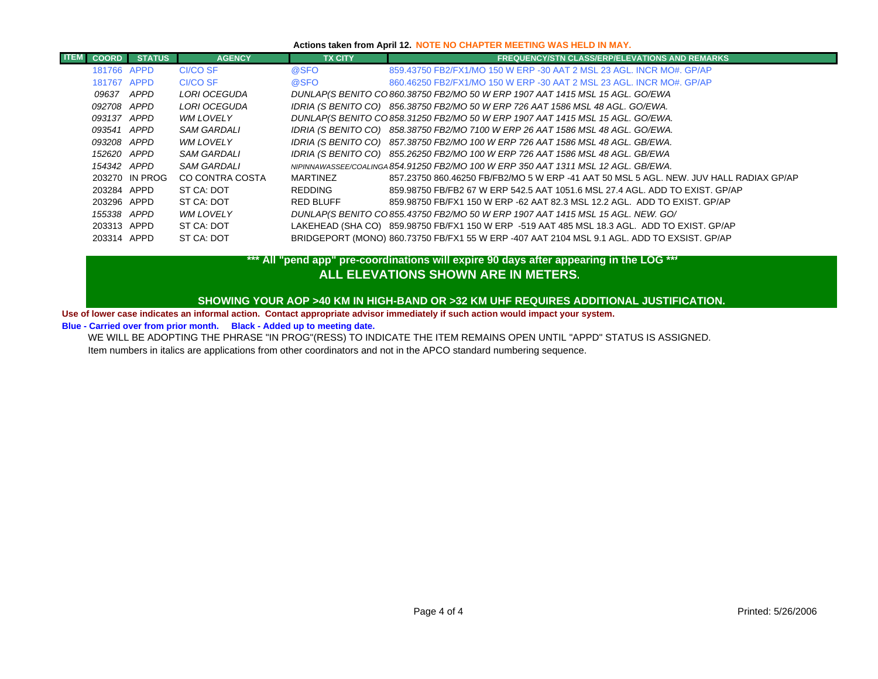**Actions taken from April 12. NOTE NO CHAPTER MEETING WAS HELD IN MAY.**

| ITEM | COORD | STATUS | AGENCY | TX CITY | FREQUENCY/STN CLASS/ERP/ELEVATIONS AND REMARKS |
|---|---|---|---|---|---|
| | 181766 | APPD | CI/CO SF | @SFO | 859.43750 FB2/FX1/MO 150 W ERP -30 AAT 2 MSL 23 AGL. INCR MO#. GP/AP |
| | 181767 | APPD | CI/CO SF | @SFO | 860.46250 FB2/FX1/MO 150 W ERP -30 AAT 2 MSL 23 AGL. INCR MO#. GP/AP |
| | *09637* | *APPD* | *LORI OCEGUDA* | *DUNLAP(S BENITO CO* | *860.38750 FB2/MO 50 W ERP 1907 AAT 1415 MSL 15 AGL. GO/EWA* |
| | *092708* | *APPD* | *LORI OCEGUDA* | *IDRIA (S BENITO CO)* | *856.38750 FB2/MO 50 W ERP 726 AAT 1586 MSL 48 AGL. GO/EWA.* |
| | *093137* | *APPD* | *WM LOVELY* | *DUNLAP(S BENITO CO* | *858.31250 FB2/MO 50 W ERP 1907 AAT 1415 MSL 15 AGL. GO/EWA.* |
| | *093541* | *APPD* | *SAM GARDALI* | *IDRIA (S BENITO CO)* | *858.38750 FB2/MO 7100 W ERP 26 AAT 1586 MSL 48 AGL. GO/EWA.* |
| | *093208* | *APPD* | *WM LOVELY* | *IDRIA (S BENITO CO)* | *857.38750 FB2/MO 100 W ERP 726 AAT 1586 MSL 48 AGL. GB/EWA.* |
| | *152620* | *APPD* | *SAM GARDALI* | *IDRIA (S BENITO CO)* | *855.26250 FB2/MO 100 W ERP 726 AAT 1586 MSL 48 AGL. GB/EWA* |
| | *154342* | *APPD* | *SAM GARDALI* | *NIPINNAWASSEE/COALINGA* | *854.91250 FB2/MO 100 W ERP 350 AAT 1311 MSL 12 AGL. GB/EWA.* |
| | 203270 | IN PROG | CO CONTRA COSTA | MARTINEZ | 857.23750 860.46250 FB/FB2/MO 5 W ERP -41 AAT 50 MSL 5 AGL. NEW. JUV HALL RADIAX GP/AP |
| | 203284 | APPD | ST CA: DOT | REDDING | 859.98750 FB/FB2 67 W ERP 542.5 AAT 1051.6 MSL 27.4 AGL. ADD TO EXIST. GP/AP |
| | 203296 | APPD | ST CA: DOT | RED BLUFF | 859.98750 FB/FX1 150 W ERP -62 AAT 82.3 MSL 12.2 AGL. ADD TO EXIST. GP/AP |
| | *155338* | *APPD* | *WM LOVELY* | *DUNLAP(S BENITO CO* | *855.43750 FB2/MO 50 W ERP 1907 AAT 1415 MSL 15 AGL. NEW. GO/* |
| | 203313 | APPD | ST CA: DOT | LAKEHEAD (SHA CO) | 859.98750 FB/FX1 150 W ERP -519 AAT 485 MSL 18.3 AGL. ADD TO EXIST. GP/AP |
| | 203314 | APPD | ST CA: DOT | BRIDGEPORT (MONO) | 860.73750 FB/FX1 55 W ERP -407 AAT 2104 MSL 9.1 AGL. ADD TO EXSIST. GP/AP |

**\*\*\* All "pend app" pre-coordinations will expire 90 days after appearing in the LOG \*\*\***

**ALL ELEVATIONS SHOWN ARE IN METERS.**

**SHOWING YOUR AOP >40 KM IN HIGH-BAND OR >32 KM UHF REQUIRES ADDITIONAL JUSTIFICATION.**

**Use of lower case indicates an informal action. Contact appropriate advisor immediately if such action would impact your system.**

**Blue - Carried over from prior month. Black - Added up to meeting date.**

WE WILL BE ADOPTING THE PHRASE "IN PROG"(RESS) TO INDICATE THE ITEM REMAINS OPEN UNTIL "APPD" STATUS IS ASSIGNED.

Item numbers in italics are applications from other coordinators and not in the APCO standard numbering sequence.

Printed: 5/26/2006